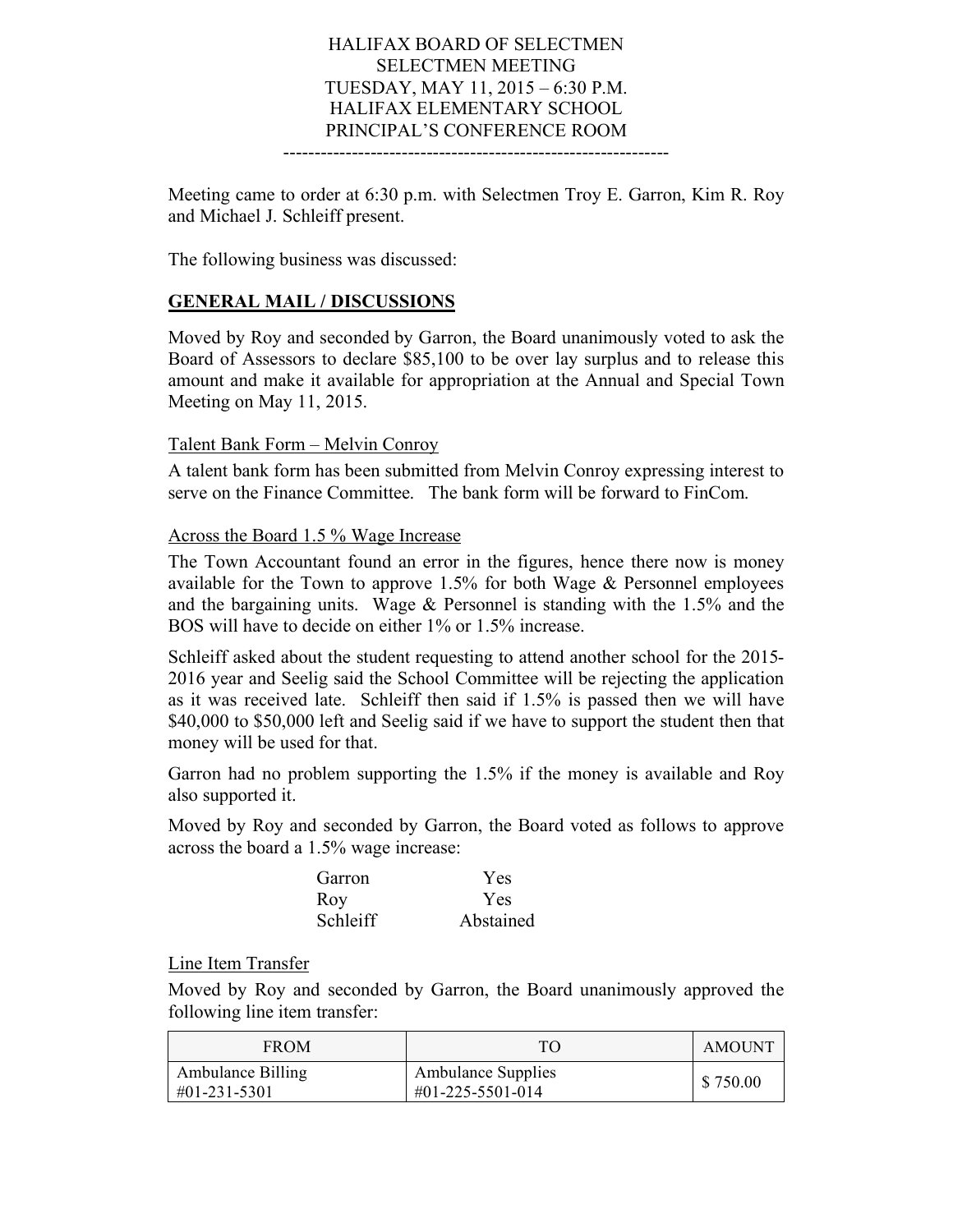# HALIFAX BOARD OF SELECTMEN
# SELECTMEN MEETING
# TUESDAY, MAY 11, 2015 – 6:30 P.M.
# HALIFAX ELEMENTARY SCHOOL
# PRINCIPAL'S CONFERENCE ROOM

---

Meeting came to order at 6:30 p.m. with Selectmen Troy E. Garron, Kim R. Roy and Michael J. Schleiff present.

The following business was discussed:

## GENERAL MAIL / DISCUSSIONS

Moved by Roy and seconded by Garron, the Board unanimously voted to ask the Board of Assessors to declare $85,100 to be over lay surplus and to release this amount and make it available for appropriation at the Annual and Special Town Meeting on May 11, 2015.

### Talent Bank Form – Melvin Conroy

A talent bank form has been submitted from Melvin Conroy expressing interest to serve on the Finance Committee. The bank form will be forward to FinCom.

### Across the Board 1.5 % Wage Increase

The Town Accountant found an error in the figures, hence there now is money available for the Town to approve 1.5% for both Wage & Personnel employees and the bargaining units. Wage & Personnel is standing with the 1.5% and the BOS will have to decide on either 1% or 1.5% increase.

Schleiff asked about the student requesting to attend another school for the 2015-2016 year and Seelig said the School Committee will be rejecting the application as it was received late. Schleiff then said if 1.5% is passed then we will have $40,000 to $50,000 left and Seelig said if we have to support the student then that money will be used for that.

Garron had no problem supporting the 1.5% if the money is available and Roy also supported it.

Moved by Roy and seconded by Garron, the Board voted as follows to approve across the board a 1.5% wage increase:

| | |
|---|---|
| Garron | Yes |
| Roy | Yes |
| Schleiff | Abstained |

### Line Item Transfer

Moved by Roy and seconded by Garron, the Board unanimously approved the following line item transfer:

| FROM | TO | AMOUNT |
|---|---|---|
| Ambulance Billing #01-231-5301 | Ambulance Supplies #01-225-5501-014 | $ 750.00 |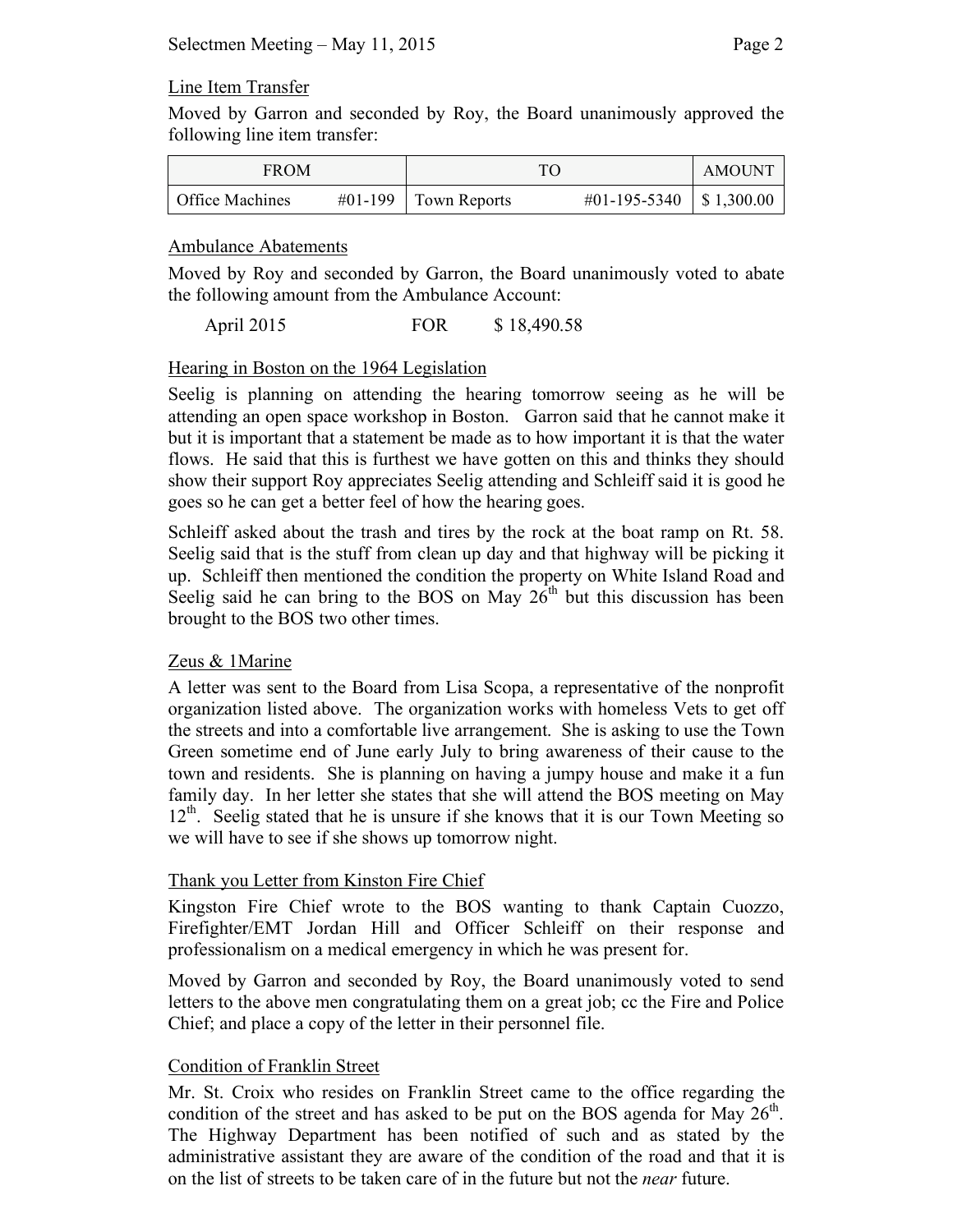Line Item Transfer

Moved by Garron and seconded by Roy, the Board unanimously approved the following line item transfer:

| FROM | | TO | | AMOUNT |
|---|---|---|---|---|
| Office Machines | #01-199 | Town Reports | #01-195-5340 | $ 1,300.00 |

Ambulance Abatements

Moved by Roy and seconded by Garron, the Board unanimously voted to abate the following amount from the Ambulance Account:

April 2015 FOR $ 18,490.58

Hearing in Boston on the 1964 Legislation

Seelig is planning on attending the hearing tomorrow seeing as he will be attending an open space workshop in Boston. Garron said that he cannot make it but it is important that a statement be made as to how important it is that the water flows. He said that this is furthest we have gotten on this and thinks they should show their support Roy appreciates Seelig attending and Schleiff said it is good he goes so he can get a better feel of how the hearing goes.

Schleiff asked about the trash and tires by the rock at the boat ramp on Rt. 58. Seelig said that is the stuff from clean up day and that highway will be picking it up. Schleiff then mentioned the condition the property on White Island Road and Seelig said he can bring to the BOS on May 26th but this discussion has been brought to the BOS two other times.

Zeus & 1Marine

A letter was sent to the Board from Lisa Scopa, a representative of the nonprofit organization listed above. The organization works with homeless Vets to get off the streets and into a comfortable live arrangement. She is asking to use the Town Green sometime end of June early July to bring awareness of their cause to the town and residents. She is planning on having a jumpy house and make it a fun family day. In her letter she states that she will attend the BOS meeting on May 12th. Seelig stated that he is unsure if she knows that it is our Town Meeting so we will have to see if she shows up tomorrow night.

Thank you Letter from Kinston Fire Chief

Kingston Fire Chief wrote to the BOS wanting to thank Captain Cuozzo, Firefighter/EMT Jordan Hill and Officer Schleiff on their response and professionalism on a medical emergency in which he was present for.

Moved by Garron and seconded by Roy, the Board unanimously voted to send letters to the above men congratulating them on a great job; cc the Fire and Police Chief; and place a copy of the letter in their personnel file.

Condition of Franklin Street

Mr. St. Croix who resides on Franklin Street came to the office regarding the condition of the street and has asked to be put on the BOS agenda for May 26th. The Highway Department has been notified of such and as stated by the administrative assistant they are aware of the condition of the road and that it is on the list of streets to be taken care of in the future but not the *near* future.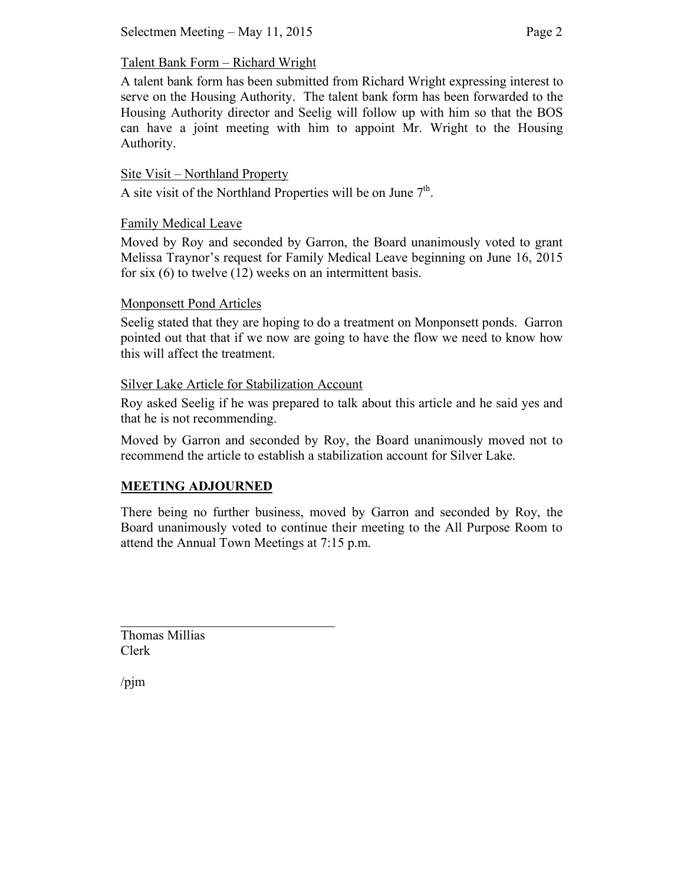Talent Bank Form – Richard Wright

A talent bank form has been submitted from Richard Wright expressing interest to serve on the Housing Authority. The talent bank form has been forwarded to the Housing Authority director and Seelig will follow up with him so that the BOS can have a joint meeting with him to appoint Mr. Wright to the Housing Authority.

Site Visit – Northland Property

A site visit of the Northland Properties will be on June 7th.

Family Medical Leave

Moved by Roy and seconded by Garron, the Board unanimously voted to grant Melissa Traynor's request for Family Medical Leave beginning on June 16, 2015 for six (6) to twelve (12) weeks on an intermittent basis.

Monponsett Pond Articles

Seelig stated that they are hoping to do a treatment on Monponsett ponds. Garron pointed out that that if we now are going to have the flow we need to know how this will affect the treatment.

Silver Lake Article for Stabilization Account

Roy asked Seelig if he was prepared to talk about this article and he said yes and that he is not recommending.

Moved by Garron and seconded by Roy, the Board unanimously moved not to recommend the article to establish a stabilization account for Silver Lake.

**MEETING ADJOURNED**

There being no further business, moved by Garron and seconded by Roy, the Board unanimously voted to continue their meeting to the All Purpose Room to attend the Annual Town Meetings at 7:15 p.m.

_________________________________

Thomas Millias
Clerk

/pjm